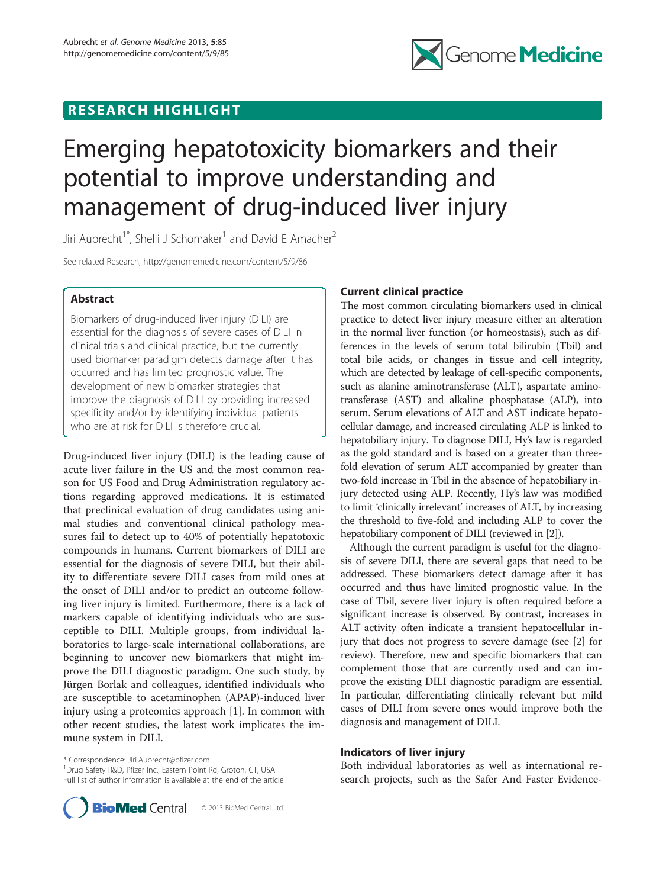RESEARCH HIGHLIGHT

# Emerging hepatotoxicity biomarkers and their potential to improve understanding and management of drug-induced liver injury

Jiri Aubrecht[1*], Shelli J Schomaker[1] and David E Amacher[2]

See related Research, http://genomemedicine.com/content/5/9/86

## Abstract

Biomarkers of drug-induced liver injury (DILI) are essential for the diagnosis of severe cases of DILI in clinical trials and clinical practice, but the currently used biomarker paradigm detects damage after it has occurred and has limited prognostic value. The development of new biomarker strategies that improve the diagnosis of DILI by providing increased specificity and/or by identifying individual patients who are at risk for DILI is therefore crucial.

Drug-induced liver injury (DILI) is the leading cause of acute liver failure in the US and the most common reason for US Food and Drug Administration regulatory actions regarding approved medications. It is estimated that preclinical evaluation of drug candidates using animal studies and conventional clinical pathology measures fail to detect up to 40% of potentially hepatotoxic compounds in humans. Current biomarkers of DILI are essential for the diagnosis of severe DILI, but their ability to differentiate severe DILI cases from mild ones at the onset of DILI and/or to predict an outcome following liver injury is limited. Furthermore, there is a lack of markers capable of identifying individuals who are susceptible to DILI. Multiple groups, from individual laboratories to large-scale international collaborations, are beginning to uncover new biomarkers that might improve the DILI diagnostic paradigm. One such study, by Jürgen Borlak and colleagues, identified individuals who are susceptible to acetaminophen (APAP)-induced liver injury using a proteomics approach [1]. In common with other recent studies, the latest work implicates the immune system in DILI.

\* Correspondence: Jiri.Aubrecht@pfizer.com
[1]Drug Safety R&D, Pfizer Inc., Eastern Point Rd, Groton, CT, USA
Full list of author information is available at the end of the article

## Current clinical practice

The most common circulating biomarkers used in clinical practice to detect liver injury measure either an alteration in the normal liver function (or homeostasis), such as differences in the levels of serum total bilirubin (Tbil) and total bile acids, or changes in tissue and cell integrity, which are detected by leakage of cell-specific components, such as alanine aminotransferase (ALT), aspartate aminotransferase (AST) and alkaline phosphatase (ALP), into serum. Serum elevations of ALT and AST indicate hepatocellular damage, and increased circulating ALP is linked to hepatobiliary injury. To diagnose DILI, Hy's law is regarded as the gold standard and is based on a greater than three-fold elevation of serum ALT accompanied by greater than two-fold increase in Tbil in the absence of hepatobiliary injury detected using ALP. Recently, Hy's law was modified to limit 'clinically irrelevant' increases of ALT, by increasing the threshold to five-fold and including ALP to cover the hepatobiliary component of DILI (reviewed in [2]).

Although the current paradigm is useful for the diagnosis of severe DILI, there are several gaps that need to be addressed. These biomarkers detect damage after it has occurred and thus have limited prognostic value. In the case of Tbil, severe liver injury is often required before a significant increase is observed. By contrast, increases in ALT activity often indicate a transient hepatocellular injury that does not progress to severe damage (see [2] for review). Therefore, new and specific biomarkers that can complement those that are currently used and can improve the existing DILI diagnostic paradigm are essential. In particular, differentiating clinically relevant but mild cases of DILI from severe ones would improve both the diagnosis and management of DILI.

## Indicators of liver injury

Both individual laboratories as well as international research projects, such as the Safer And Faster Evidence-

© 2013 BioMed Central Ltd.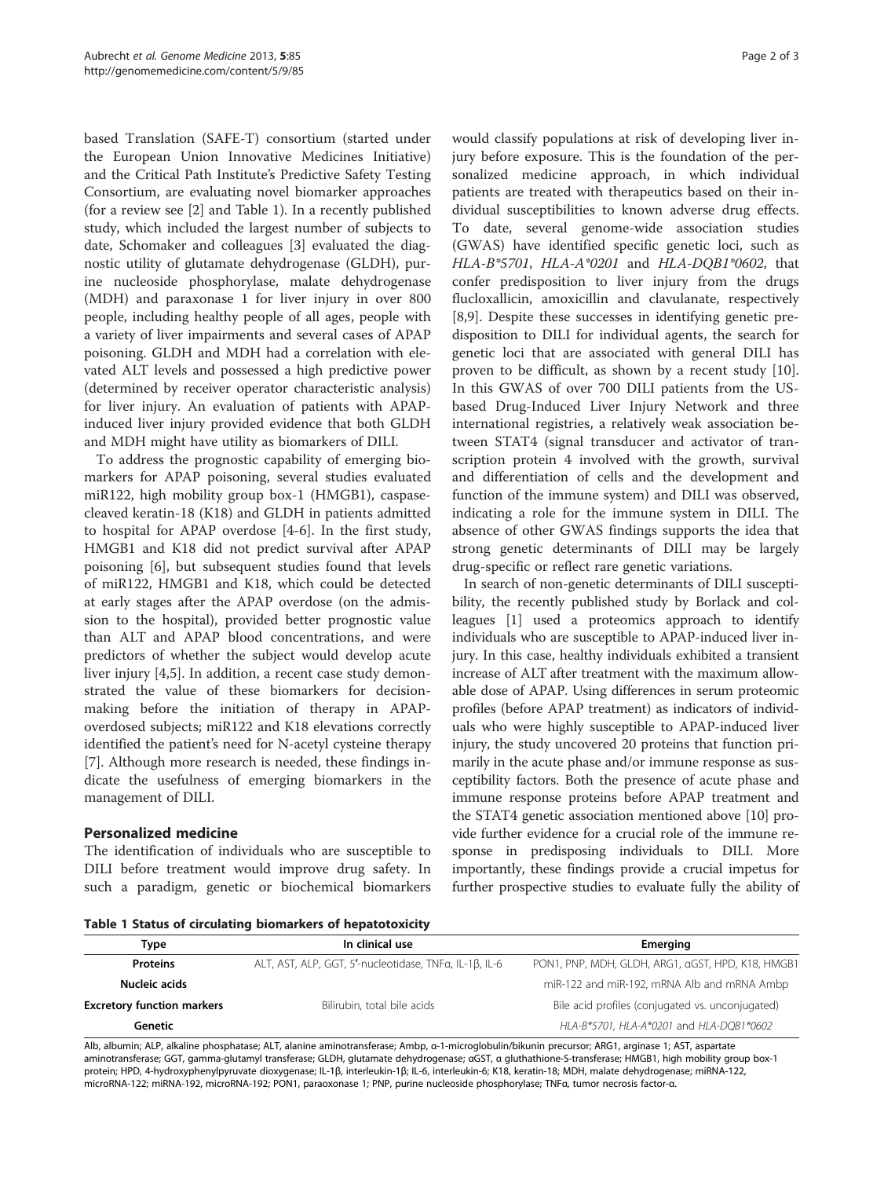based Translation (SAFE-T) consortium (started under the European Union Innovative Medicines Initiative) and the Critical Path Institute's Predictive Safety Testing Consortium, are evaluating novel biomarker approaches (for a review see [2] and Table 1). In a recently published study, which included the largest number of subjects to date, Schomaker and colleagues [3] evaluated the diagnostic utility of glutamate dehydrogenase (GLDH), purine nucleoside phosphorylase, malate dehydrogenase (MDH) and paraxonase 1 for liver injury in over 800 people, including healthy people of all ages, people with a variety of liver impairments and several cases of APAP poisoning. GLDH and MDH had a correlation with elevated ALT levels and possessed a high predictive power (determined by receiver operator characteristic analysis) for liver injury. An evaluation of patients with APAP-induced liver injury provided evidence that both GLDH and MDH might have utility as biomarkers of DILI.

To address the prognostic capability of emerging biomarkers for APAP poisoning, several studies evaluated miR122, high mobility group box-1 (HMGB1), caspase-cleaved keratin-18 (K18) and GLDH in patients admitted to hospital for APAP overdose [4-6]. In the first study, HMGB1 and K18 did not predict survival after APAP poisoning [6], but subsequent studies found that levels of miR122, HMGB1 and K18, which could be detected at early stages after the APAP overdose (on the admission to the hospital), provided better prognostic value than ALT and APAP blood concentrations, and were predictors of whether the subject would develop acute liver injury [4,5]. In addition, a recent case study demonstrated the value of these biomarkers for decision-making before the initiation of therapy in APAP-overdosed subjects; miR122 and K18 elevations correctly identified the patient's need for N-acetyl cysteine therapy [7]. Although more research is needed, these findings indicate the usefulness of emerging biomarkers in the management of DILI.

## Personalized medicine

The identification of individuals who are susceptible to DILI before treatment would improve drug safety. In such a paradigm, genetic or biochemical biomarkers would classify populations at risk of developing liver injury before exposure. This is the foundation of the personalized medicine approach, in which individual patients are treated with therapeutics based on their individual susceptibilities to known adverse drug effects. To date, several genome-wide association studies (GWAS) have identified specific genetic loci, such as *HLA-B\*5701*, *HLA-A\*0201* and *HLA-DQB1\*0602*, that confer predisposition to liver injury from the drugs flucloxallicin, amoxicillin and clavulanate, respectively [8,9]. Despite these successes in identifying genetic predisposition to DILI for individual agents, the search for genetic loci that are associated with general DILI has proven to be difficult, as shown by a recent study [10]. In this GWAS of over 700 DILI patients from the US-based Drug-Induced Liver Injury Network and three international registries, a relatively weak association between STAT4 (signal transducer and activator of transcription protein 4 involved with the growth, survival and differentiation of cells and the development and function of the immune system) and DILI was observed, indicating a role for the immune system in DILI. The absence of other GWAS findings supports the idea that strong genetic determinants of DILI may be largely drug-specific or reflect rare genetic variations.

In search of non-genetic determinants of DILI susceptibility, the recently published study by Borlack and colleagues [1] used a proteomics approach to identify individuals who are susceptible to APAP-induced liver injury. In this case, healthy individuals exhibited a transient increase of ALT after treatment with the maximum allowable dose of APAP. Using differences in serum proteomic profiles (before APAP treatment) as indicators of individuals who were highly susceptible to APAP-induced liver injury, the study uncovered 20 proteins that function primarily in the acute phase and/or immune response as susceptibility factors. Both the presence of acute phase and immune response proteins before APAP treatment and the STAT4 genetic association mentioned above [10] provide further evidence for a crucial role of the immune response in predisposing individuals to DILI. More importantly, these findings provide a crucial impetus for further prospective studies to evaluate fully the ability of

**Table 1 Status of circulating biomarkers of hepatotoxicity**

| Type | In clinical use | Emerging |
|---|---|---|
| **Proteins** | ALT, AST, ALP, GGT, 5′-nucleotidase, TNFα, IL-1β, IL-6 | PON1, PNP, MDH, GLDH, ARG1, αGST, HPD, K18, HMGB1 |
| **Nucleic acids** | | miR-122 and miR-192, mRNA Alb and mRNA Ambp |
| **Excretory function markers** | Bilirubin, total bile acids | Bile acid profiles (conjugated vs. unconjugated) |
| **Genetic** | | *HLA-B\*5701*, *HLA-A\*0201* and *HLA-DQB1\*0602* |

Alb, albumin; ALP, alkaline phosphatase; ALT, alanine aminotransferase; Ambp, α-1-microglobulin/bikunin precursor; ARG1, arginase 1; AST, aspartate aminotransferase; GGT, gamma-glutamyl transferase; GLDH, glutamate dehydrogenase; αGST, α gluthathione-S-transferase; HMGB1, high mobility group box-1 protein; HPD, 4-hydroxyphenylpyruvate dioxygenase; IL-1β, interleukin-1β; IL-6, interleukin-6; K18, keratin-18; MDH, malate dehydrogenase; miRNA-122, microRNA-122; miRNA-192, microRNA-192; PON1, paraoxonase 1; PNP, purine nucleoside phosphorylase; TNFα, tumor necrosis factor-α.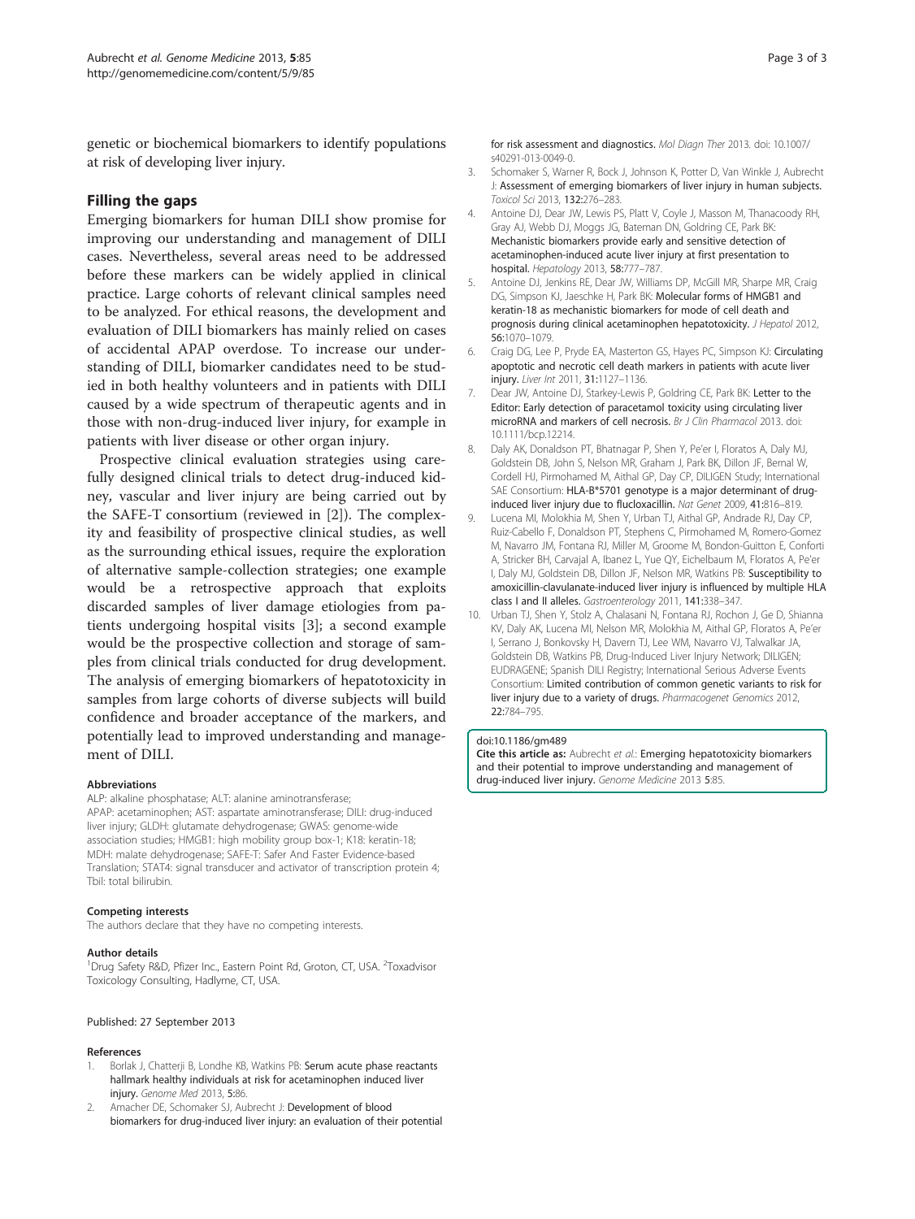genetic or biochemical biomarkers to identify populations at risk of developing liver injury.

## Filling the gaps

Emerging biomarkers for human DILI show promise for improving our understanding and management of DILI cases. Nevertheless, several areas need to be addressed before these markers can be widely applied in clinical practice. Large cohorts of relevant clinical samples need to be analyzed. For ethical reasons, the development and evaluation of DILI biomarkers has mainly relied on cases of accidental APAP overdose. To increase our understanding of DILI, biomarker candidates need to be studied in both healthy volunteers and in patients with DILI caused by a wide spectrum of therapeutic agents and in those with non-drug-induced liver injury, for example in patients with liver disease or other organ injury.

Prospective clinical evaluation strategies using carefully designed clinical trials to detect drug-induced kidney, vascular and liver injury are being carried out by the SAFE-T consortium (reviewed in [2]). The complexity and feasibility of prospective clinical studies, as well as the surrounding ethical issues, require the exploration of alternative sample-collection strategies; one example would be a retrospective approach that exploits discarded samples of liver damage etiologies from patients undergoing hospital visits [3]; a second example would be the prospective collection and storage of samples from clinical trials conducted for drug development. The analysis of emerging biomarkers of hepatotoxicity in samples from large cohorts of diverse subjects will build confidence and broader acceptance of the markers, and potentially lead to improved understanding and management of DILI.

#### Abbreviations

ALP: alkaline phosphatase; ALT: alanine aminotransferase; APAP: acetaminophen; AST: aspartate aminotransferase; DILI: drug-induced liver injury; GLDH: glutamate dehydrogenase; GWAS: genome-wide association studies; HMGB1: high mobility group box-1; K18: keratin-18; MDH: malate dehydrogenase; SAFE-T: Safer And Faster Evidence-based Translation; STAT4: signal transducer and activator of transcription protein 4; Tbil: total bilirubin.

#### Competing interests

The authors declare that they have no competing interests.

#### Author details

[1]Drug Safety R&D, Pfizer Inc., Eastern Point Rd, Groton, CT, USA. [2]Toxadvisor Toxicology Consulting, Hadlyme, CT, USA.

Published: 27 September 2013

#### References

1. Borlak J, Chatterji B, Londhe KB, Watkins PB: **Serum acute phase reactants hallmark healthy individuals at risk for acetaminophen induced liver injury.** *Genome Med* 2013, **5:**86.
2. Amacher DE, Schomaker SJ, Aubrecht J: **Development of blood biomarkers for drug-induced liver injury: an evaluation of their potential for risk assessment and diagnostics.** *Mol Diagn Ther* 2013. doi: 10.1007/s40291-013-0049-0.
3. Schomaker S, Warner R, Bock J, Johnson K, Potter D, Van Winkle J, Aubrecht J: **Assessment of emerging biomarkers of liver injury in human subjects.** *Toxicol Sci* 2013, **132:**276–283.
4. Antoine DJ, Dear JW, Lewis PS, Platt V, Coyle J, Masson M, Thanacoody RH, Gray AJ, Webb DJ, Moggs JG, Bateman DN, Goldring CE, Park BK: **Mechanistic biomarkers provide early and sensitive detection of acetaminophen-induced acute liver injury at first presentation to hospital.** *Hepatology* 2013, **58:**777–787.
5. Antoine DJ, Jenkins RE, Dear JW, Williams DP, McGill MR, Sharpe MR, Craig DG, Simpson KJ, Jaeschke H, Park BK: **Molecular forms of HMGB1 and keratin-18 as mechanistic biomarkers for mode of cell death and prognosis during clinical acetaminophen hepatotoxicity.** *J Hepatol* 2012, **56:**1070–1079.
6. Craig DG, Lee P, Pryde EA, Masterton GS, Hayes PC, Simpson KJ: **Circulating apoptotic and necrotic cell death markers in patients with acute liver injury.** *Liver Int* 2011, **31:**1127–1136.
7. Dear JW, Antoine DJ, Starkey-Lewis P, Goldring CE, Park BK: **Letter to the Editor: Early detection of paracetamol toxicity using circulating liver microRNA and markers of cell necrosis.** *Br J Clin Pharmacol* 2013. doi: 10.1111/bcp.12214.
8. Daly AK, Donaldson PT, Bhatnagar P, Shen Y, Pe'er I, Floratos A, Daly MJ, Goldstein DB, John S, Nelson MR, Graham J, Park BK, Dillon JF, Bernal W, Cordell HJ, Pirmohamed M, Aithal GP, Day CP, DILIGEN Study; International SAE Consortium: **HLA-B*5701 genotype is a major determinant of drug-induced liver injury due to flucloxacillin.** *Nat Genet* 2009, **41:**816–819.
9. Lucena MI, Molokhia M, Shen Y, Urban TJ, Aithal GP, Andrade RJ, Day CP, Ruiz-Cabello F, Donaldson PT, Stephens C, Pirmohamed M, Romero-Gomez M, Navarro JM, Fontana RJ, Miller M, Groome M, Bondon-Guitton E, Conforti A, Stricker BH, Carvajal A, Ibanez L, Yue QY, Eichelbaum M, Floratos A, Pe'er I, Daly MJ, Goldstein DB, Dillon JF, Nelson MR, Watkins PB: **Susceptibility to amoxicillin-clavulanate-induced liver injury is influenced by multiple HLA class I and II alleles.** *Gastroenterology* 2011, **141:**338–347.
10. Urban TJ, Shen Y, Stolz A, Chalasani N, Fontana RJ, Rochon J, Ge D, Shianna KV, Daly AK, Lucena MI, Nelson MR, Molokhia M, Aithal GP, Floratos A, Pe'er I, Serrano J, Bonkovsky H, Davern TJ, Lee WM, Navarro VJ, Talwalkar JA, Goldstein DB, Watkins PB, Drug-Induced Liver Injury Network; DILIGEN; EUDRAGENE; Spanish DILI Registry; International Serious Adverse Events Consortium: **Limited contribution of common genetic variants to risk for liver injury due to a variety of drugs.** *Pharmacogenet Genomics* 2012, **22:**784–795.

doi:10.1186/gm489

**Cite this article as:** Aubrecht *et al.*: Emerging hepatotoxicity biomarkers and their potential to improve understanding and management of drug-induced liver injury. *Genome Medicine* 2013 **5**:85.